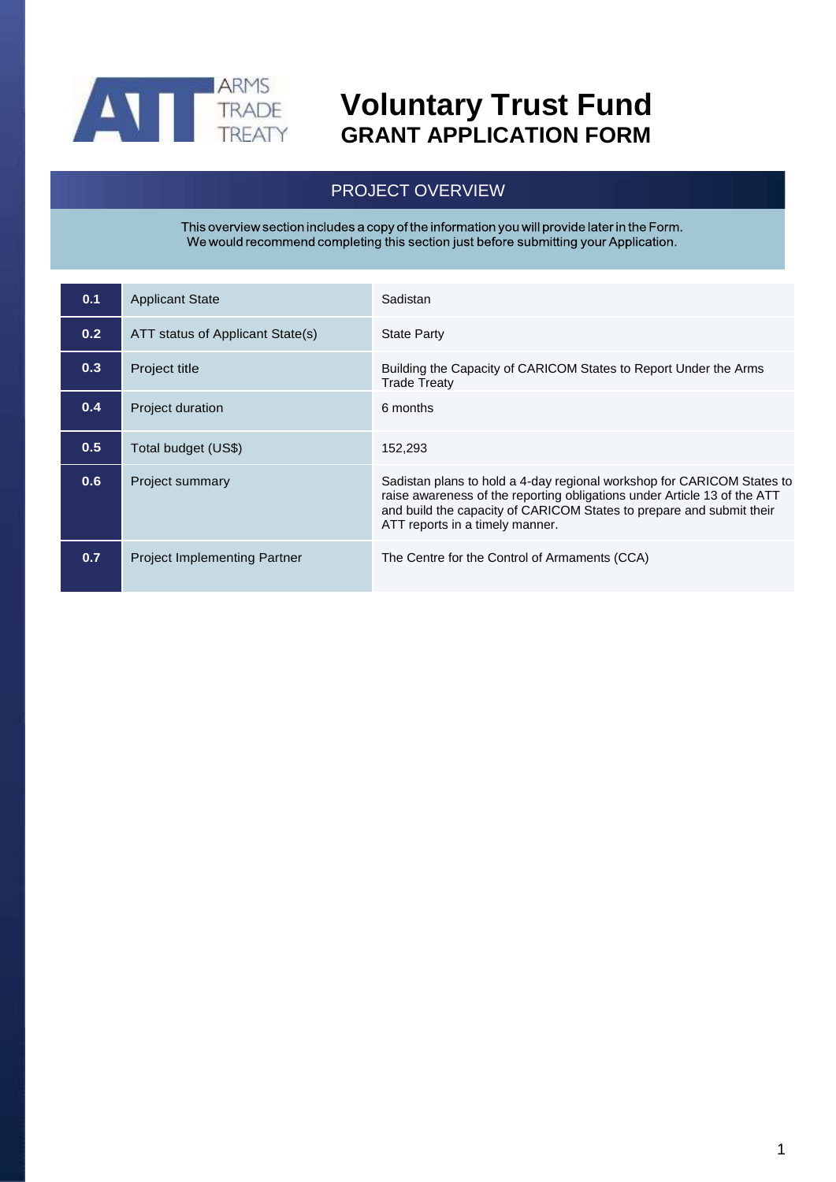# Voluntary Trust Fund
## GRANT APPLICATION FORM

### PROJECT OVERVIEW

This overview section includes a copy of the information you will provide later in the Form.
We would recommend completing this section just before submitting your Application.

| | | |
|---|---|---|
| 0.1 | Applicant State | Sadistan |
| 0.2 | ATT status of Applicant State(s) | State Party |
| 0.3 | Project title | Building the Capacity of CARICOM States to Report Under the Arms Trade Treaty |
| 0.4 | Project duration | 6 months |
| 0.5 | Total budget (US$) | 152,293 |
| 0.6 | Project summary | Sadistan plans to hold a 4-day regional workshop for CARICOM States to raise awareness of the reporting obligations under Article 13 of the ATT and build the capacity of CARICOM States to prepare and submit their ATT reports in a timely manner. |
| 0.7 | Project Implementing Partner | The Centre for the Control of Armaments (CCA) |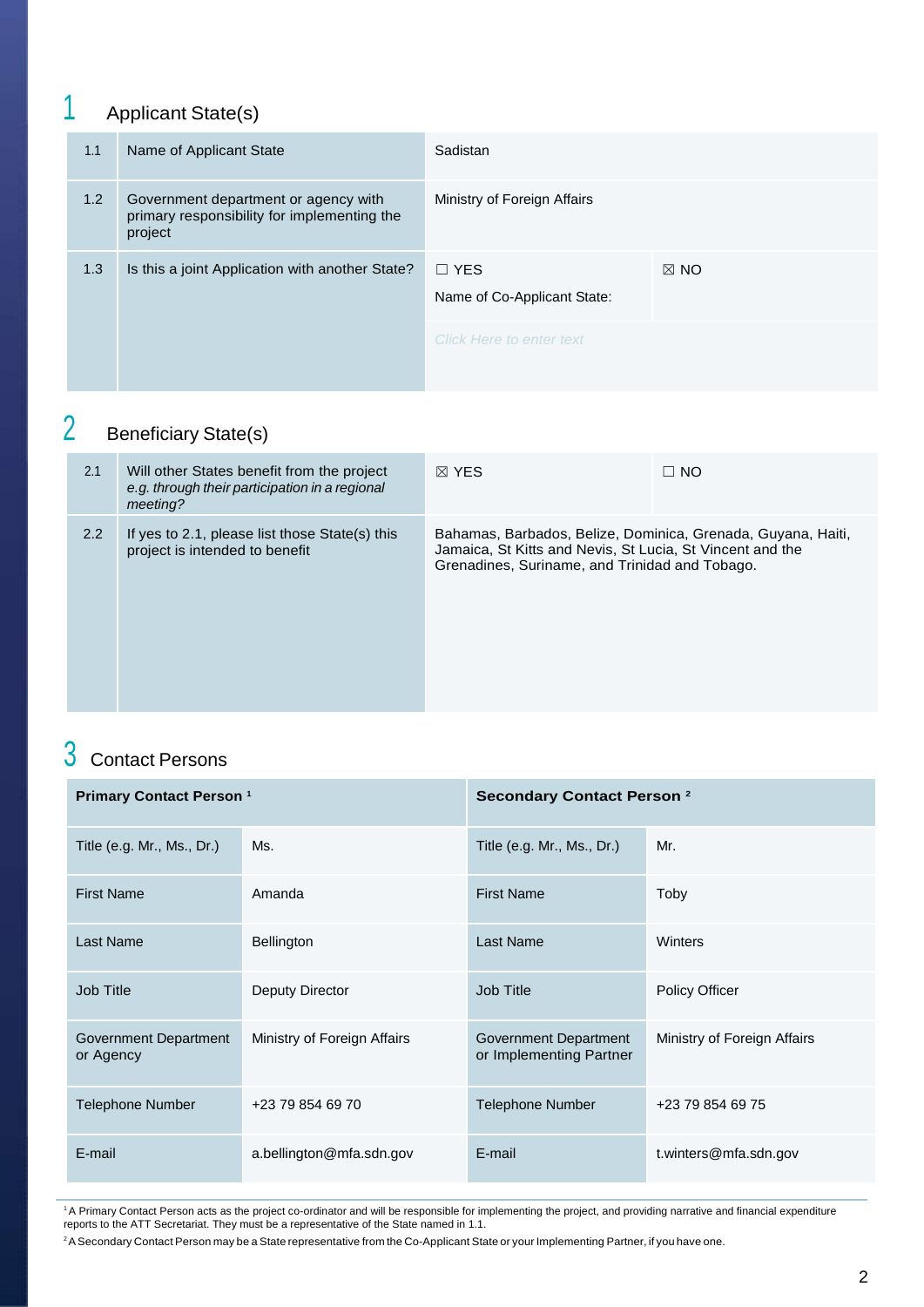## 1 Applicant State(s)

| | | | |
|---|---|---|---|
| 1.1 | Name of Applicant State | Sadistan | |
| 1.2 | Government department or agency with primary responsibility for implementing the project | Ministry of Foreign Affairs | |
| 1.3 | Is this a joint Application with another State? | ☐ YES<br>Name of Co-Applicant State:<br>Click Here to enter text | ☒ NO |

## 2 Beneficiary State(s)

| | | | |
|---|---|---|---|
| 2.1 | Will other States benefit from the project *e.g. through their participation in a regional meeting?* | ☒ YES | ☐ NO |
| 2.2 | If yes to 2.1, please list those State(s) this project is intended to benefit | Bahamas, Barbados, Belize, Dominica, Grenada, Guyana, Haiti, Jamaica, St Kitts and Nevis, St Lucia, St Vincent and the Grenadines, Suriname, and Trinidad and Tobago. | |

## 3 Contact Persons

| **Primary Contact Person** [1] | | **Secondary Contact Person** [2] | |
|---|---|---|---|
| Title (e.g. Mr., Ms., Dr.) | Ms. | Title (e.g. Mr., Ms., Dr.) | Mr. |
| First Name | Amanda | First Name | Toby |
| Last Name | Bellington | Last Name | Winters |
| Job Title | Deputy Director | Job Title | Policy Officer |
| Government Department or Agency | Ministry of Foreign Affairs | Government Department or Implementing Partner | Ministry of Foreign Affairs |
| Telephone Number | +23 79 854 69 70 | Telephone Number | +23 79 854 69 75 |
| E-mail | a.bellington@mfa.sdn.gov | E-mail | t.winters@mfa.sdn.gov |

[1] A Primary Contact Person acts as the project co-ordinator and will be responsible for implementing the project, and providing narrative and financial expenditure reports to the ATT Secretariat. They must be a representative of the State named in 1.1.

[2] A Secondary Contact Person may be a State representative from the Co-Applicant State or your Implementing Partner, if you have one.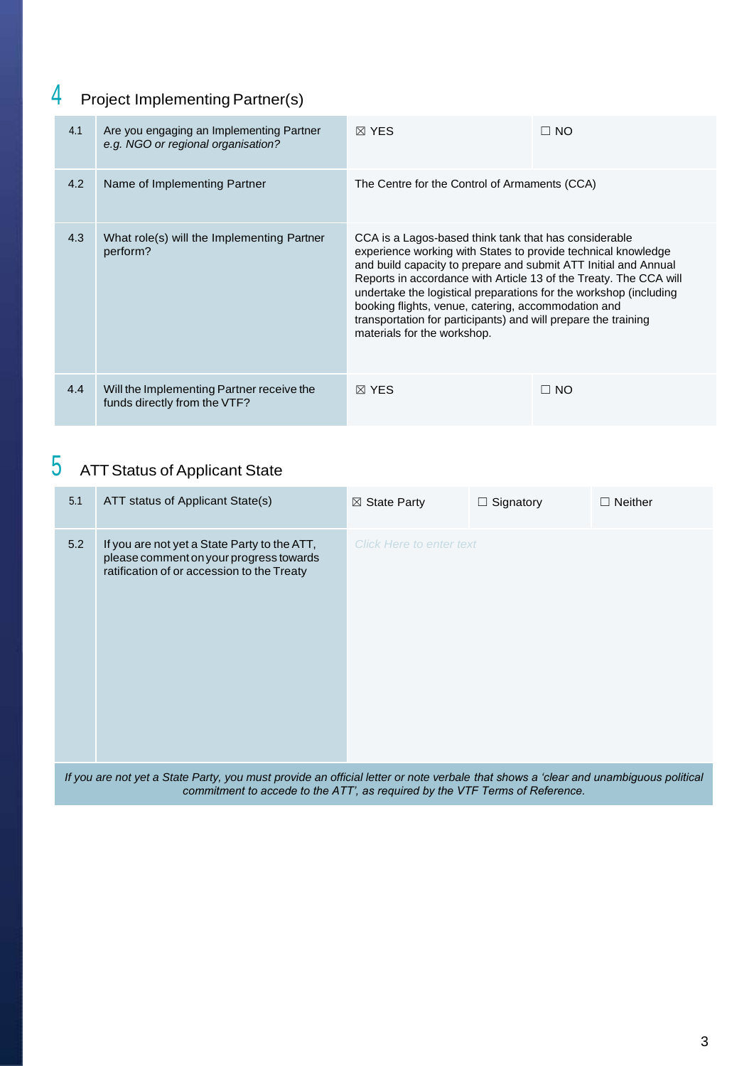## 4 Project Implementing Partner(s)

| | | | |
|---|---|---|---|
| 4.1 | Are you engaging an Implementing Partner *e.g. NGO or regional organisation?* | ☒ YES | ☐ NO |
| 4.2 | Name of Implementing Partner | The Centre for the Control of Armaments (CCA) | |
| 4.3 | What role(s) will the Implementing Partner perform? | CCA is a Lagos-based think tank that has considerable experience working with States to provide technical knowledge and build capacity to prepare and submit ATT Initial and Annual Reports in accordance with Article 13 of the Treaty. The CCA will undertake the logistical preparations for the workshop (including booking flights, venue, catering, accommodation and transportation for participants) and will prepare the training materials for the workshop. | |
| 4.4 | Will the Implementing Partner receive the funds directly from the VTF? | ☒ YES | ☐ NO |

## 5 ATT Status of Applicant State

| | | | | |
|---|---|---|---|---|
| 5.1 | ATT status of Applicant State(s) | ☒ State Party | ☐ Signatory | ☐ Neither |
| 5.2 | If you are not yet a State Party to the ATT, please comment on your progress towards ratification of or accession to the Treaty | Click Here to enter text | | |

*If you are not yet a State Party, you must provide an official letter or note verbale that shows a 'clear and unambiguous political commitment to accede to the ATT', as required by the VTF Terms of Reference.*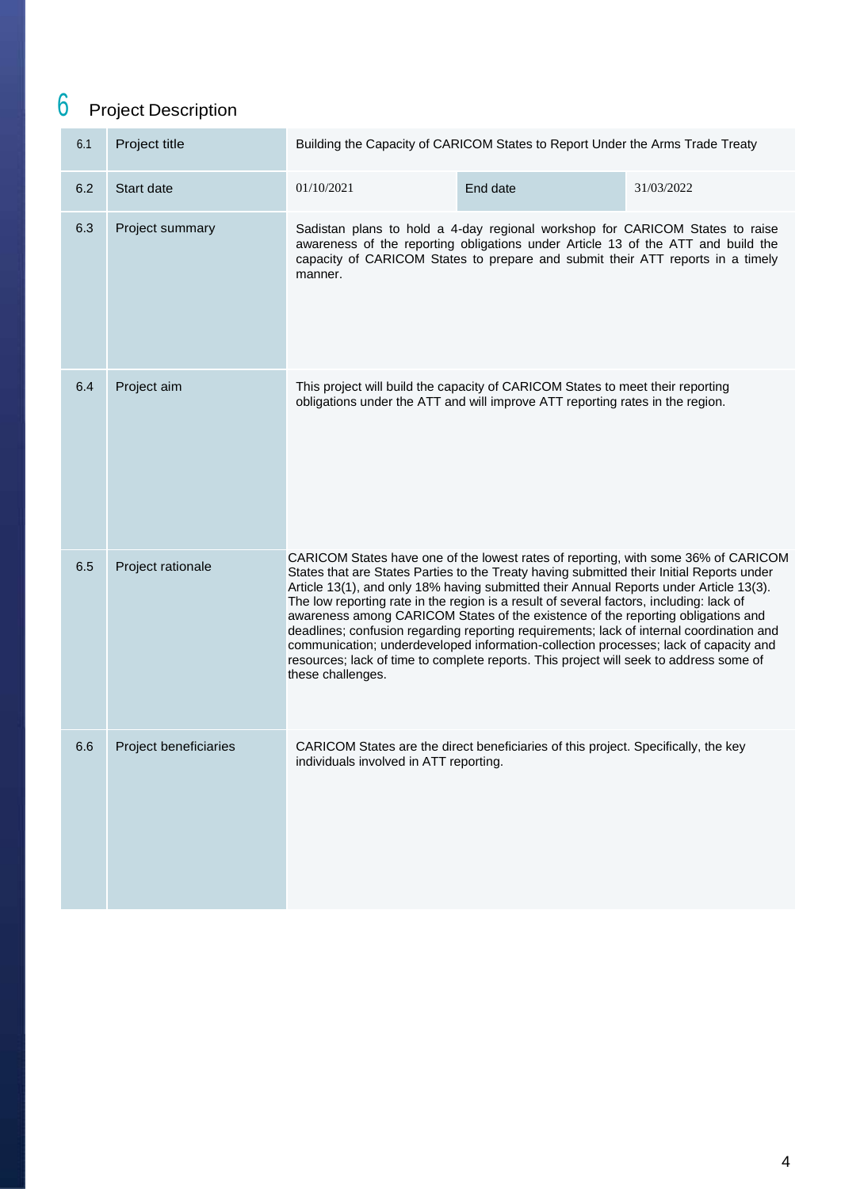# 6 Project Description

| | | | | |
|---|---|---|---|---|
| 6.1 | Project title | Building the Capacity of CARICOM States to Report Under the Arms Trade Treaty | | |
| 6.2 | Start date | 01/10/2021 | End date | 31/03/2022 |
| 6.3 | Project summary | Sadistan plans to hold a 4-day regional workshop for CARICOM States to raise awareness of the reporting obligations under Article 13 of the ATT and build the capacity of CARICOM States to prepare and submit their ATT reports in a timely manner. | | |
| 6.4 | Project aim | This project will build the capacity of CARICOM States to meet their reporting obligations under the ATT and will improve ATT reporting rates in the region. | | |
| 6.5 | Project rationale | CARICOM States have one of the lowest rates of reporting, with some 36% of CARICOM States that are States Parties to the Treaty having submitted their Initial Reports under Article 13(1), and only 18% having submitted their Annual Reports under Article 13(3). The low reporting rate in the region is a result of several factors, including: lack of awareness among CARICOM States of the existence of the reporting obligations and deadlines; confusion regarding reporting requirements; lack of internal coordination and communication; underdeveloped information-collection processes; lack of capacity and resources; lack of time to complete reports. This project will seek to address some of these challenges. | | |
| 6.6 | Project beneficiaries | CARICOM States are the direct beneficiaries of this project. Specifically, the key individuals involved in ATT reporting. | | |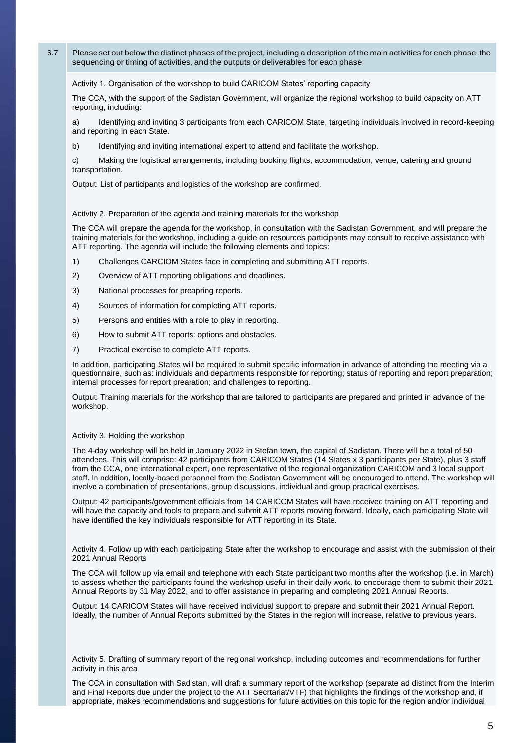6.7 Please set out below the distinct phases of the project, including a description of the main activities for each phase, the sequencing or timing of activities, and the outputs or deliverables for each phase

Activity 1. Organisation of the workshop to build CARICOM States' reporting capacity

The CCA, with the support of the Sadistan Government, will organize the regional workshop to build capacity on ATT reporting, including:

a) Identifying and inviting 3 participants from each CARICOM State, targeting individuals involved in record-keeping and reporting in each State.

b) Identifying and inviting international expert to attend and facilitate the workshop.

c) Making the logistical arrangements, including booking flights, accommodation, venue, catering and ground transportation.

Output: List of participants and logistics of the workshop are confirmed.

Activity 2. Preparation of the agenda and training materials for the workshop

The CCA will prepare the agenda for the workshop, in consultation with the Sadistan Government, and will prepare the training materials for the workshop, including a guide on resources participants may consult to receive assistance with ATT reporting. The agenda will include the following elements and topics:

1) Challenges CARCIOM States face in completing and submitting ATT reports.
2) Overview of ATT reporting obligations and deadlines.
3) National processes for preapring reports.
4) Sources of information for completing ATT reports.
5) Persons and entities with a role to play in reporting.
6) How to submit ATT reports: options and obstacles.
7) Practical exercise to complete ATT reports.

In addition, participating States will be required to submit specific information in advance of attending the meeting via a questionnaire, such as: individuals and departments responsible for reporting; status of reporting and report preparation; internal processes for report prearation; and challenges to reporting.

Output: Training materials for the workshop that are tailored to participants are prepared and printed in advance of the workshop.

Activity 3. Holding the workshop

The 4-day workshop will be held in January 2022 in Stefan town, the capital of Sadistan. There will be a total of 50 attendees. This will comprise: 42 participants from CARICOM States (14 States x 3 participants per State), plus 3 staff from the CCA, one international expert, one representative of the regional organization CARICOM and 3 local support staff. In addition, locally-based personnel from the Sadistan Government will be encouraged to attend. The workshop will involve a combination of presentations, group discussions, individual and group practical exercises.

Output: 42 participants/government officials from 14 CARICOM States will have received training on ATT reporting and will have the capacity and tools to prepare and submit ATT reports moving forward. Ideally, each participating State will have identified the key individuals responsible for ATT reporting in its State.

Activity 4. Follow up with each participating State after the workshop to encourage and assist with the submission of their 2021 Annual Reports

The CCA will follow up via email and telephone with each State participant two months after the workshop (i.e. in March) to assess whether the participants found the workshop useful in their daily work, to encourage them to submit their 2021 Annual Reports by 31 May 2022, and to offer assistance in preparing and completing 2021 Annual Reports.

Output: 14 CARICOM States will have received individual support to prepare and submit their 2021 Annual Report. Ideally, the number of Annual Reports submitted by the States in the region will increase, relative to previous years.

Activity 5. Drafting of summary report of the regional workshop, including outcomes and recommendations for further activity in this area

The CCA in consultation with Sadistan, will draft a summary report of the workshop (separate ad distinct from the Interim and Final Reports due under the project to the ATT Secrtariat/VTF) that highlights the findings of the workshop and, if appropriate, makes recommendations and suggestions for future activities on this topic for the region and/or individual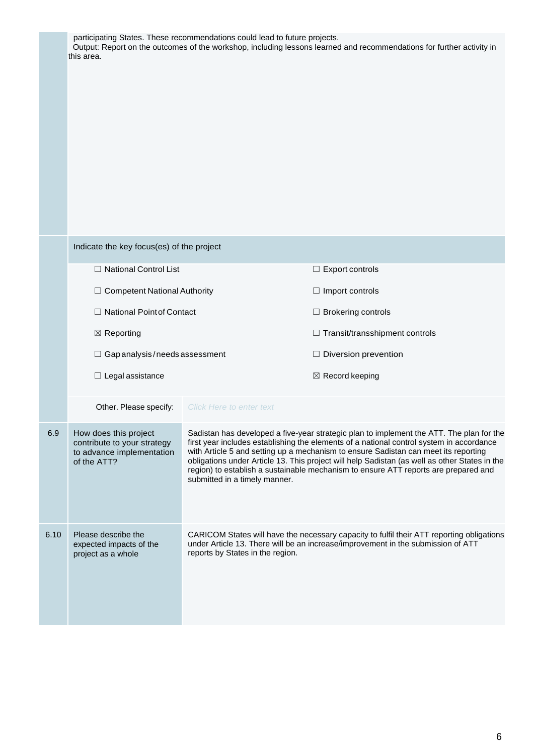participating States. These recommendations could lead to future projects.
Output: Report on the outcomes of the workshop, including lessons learned and recommendations for further activity in this area.

Indicate the key focus(es) of the project

| | |
|---|---|
| ☐ National Control List | ☐ Export controls |
| ☐ Competent National Authority | ☐ Import controls |
| ☐ National Point of Contact | ☐ Brokering controls |
| ☒ Reporting | ☐ Transit/transshipment controls |
| ☐ Gap analysis / needs assessment | ☐ Diversion prevention |
| ☐ Legal assistance | ☒ Record keeping |

Other. Please specify: Click Here to enter text

| | | |
|---|---|---|
| 6.9 | How does this project contribute to your strategy to advance implementation of the ATT? | Sadistan has developed a five-year strategic plan to implement the ATT. The plan for the first year includes establishing the elements of a national control system in accordance with Article 5 and setting up a mechanism to ensure Sadistan can meet its reporting obligations under Article 13. This project will help Sadistan (as well as other States in the region) to establish a sustainable mechanism to ensure ATT reports are prepared and submitted in a timely manner. |
| 6.10 | Please describe the expected impacts of the project as a whole | CARICOM States will have the necessary capacity to fulfil their ATT reporting obligations under Article 13. There will be an increase/improvement in the submission of ATT reports by States in the region. |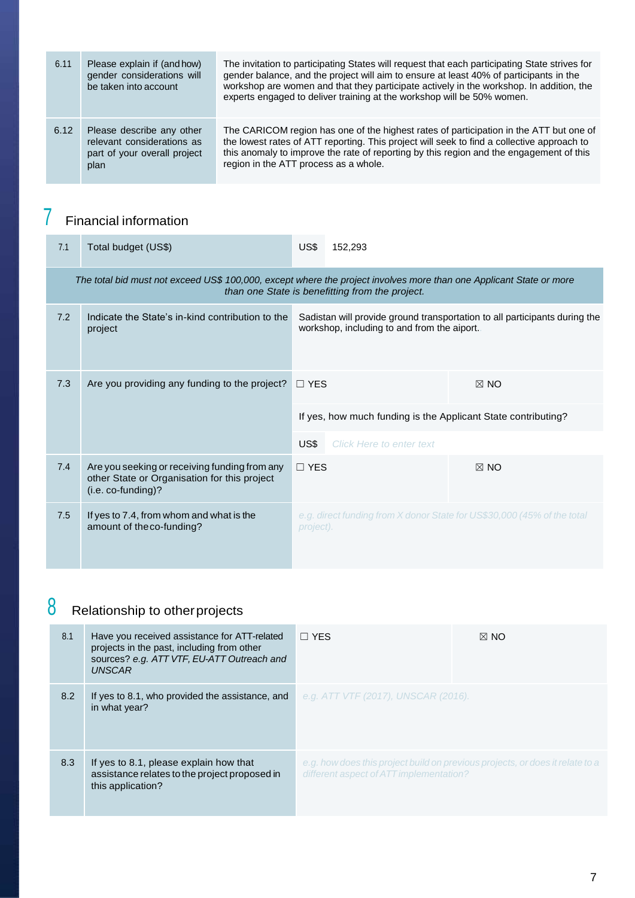| 6.11 | Please explain if (and how) gender considerations will be taken into account | The invitation to participating States will request that each participating State strives for gender balance, and the project will aim to ensure at least 40% of participants in the workshop are women and that they participate actively in the workshop. In addition, the experts engaged to deliver training at the workshop will be 50% women. |
|---|---|---|
| 6.12 | Please describe any other relevant considerations as part of your overall project plan | The CARICOM region has one of the highest rates of participation in the ATT but one of the lowest rates of ATT reporting. This project will seek to find a collective approach to this anomaly to improve the rate of reporting by this region and the engagement of this region in the ATT process as a whole. |

# 7 Financial information

| 7.1 | Total budget (US$) | US$ 152,293 | |
|---|---|---|---|
| *The total bid must not exceed US$ 100,000, except where the project involves more than one Applicant State or more than one State is benefitting from the project.* | | | |
| 7.2 | Indicate the State's in-kind contribution to the project | Sadistan will provide ground transportation to all participants during the workshop, including to and from the aiport. | |
| 7.3 | Are you providing any funding to the project? | ☐ YES | ☒ NO |
| | | If yes, how much funding is the Applicant State contributing? | |
| | | US$ *Click Here to enter text* | |
| 7.4 | Are you seeking or receiving funding from any other State or Organisation for this project (i.e. co-funding)? | ☐ YES | ☒ NO |
| 7.5 | If yes to 7.4, from whom and what is the amount of the co-funding? | *e.g. direct funding from X donor State for US$30,000 (45% of the total project).* | |

# 8 Relationship to other projects

| 8.1 | Have you received assistance for ATT-related projects in the past, including from other sources? *e.g. ATT VTF, EU-ATT Outreach and UNSCAR* | ☐ YES | ☒ NO |
|---|---|---|---|
| 8.2 | If yes to 8.1, who provided the assistance, and in what year? | *e.g. ATT VTF (2017), UNSCAR (2016).* | |
| 8.3 | If yes to 8.1, please explain how that assistance relates to the project proposed in this application? | *e.g. how does this project build on previous projects, or does it relate to a different aspect of ATT implementation?* | |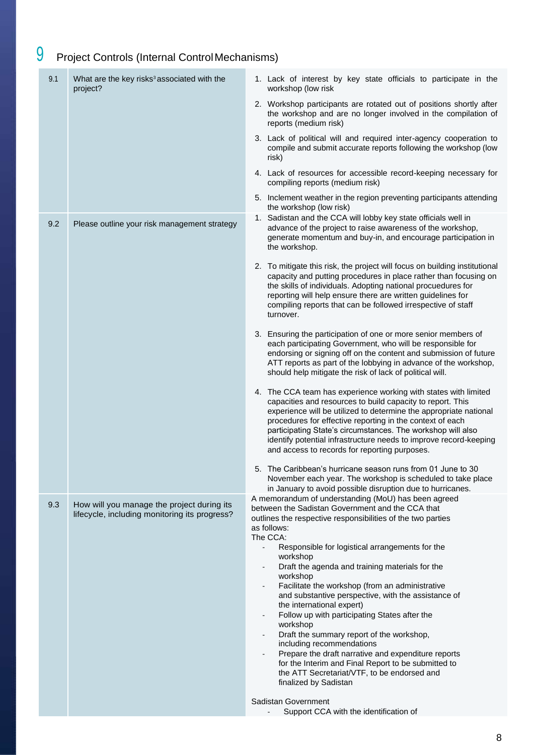## 9 Project Controls (Internal Control Mechanisms)

| | | |
|---|---|---|
| 9.1 | What are the key risks[3] associated with the project? | 1. Lack of interest by key state officials to participate in the workshop (low risk<br>2. Workshop participants are rotated out of positions shortly after the workshop and are no longer involved in the compilation of reports (medium risk)<br>3. Lack of political will and required inter-agency cooperation to compile and submit accurate reports following the workshop (low risk)<br>4. Lack of resources for accessible record-keeping necessary for compiling reports (medium risk)<br>5. Inclement weather in the region preventing participants attending the workshop (low risk) |
| 9.2 | Please outline your risk management strategy | 1. Sadistan and the CCA will lobby key state officials well in advance of the project to raise awareness of the workshop, generate momentum and buy-in, and encourage participation in the workshop.<br>2. To mitigate this risk, the project will focus on building institutional capacity and putting procedures in place rather than focusing on the skills of individuals. Adopting national procuedures for reporting will help ensure there are written guidelines for compiling reports that can be followed irrespective of staff turnover.<br>3. Ensuring the participation of one or more senior members of each participating Government, who will be responsible for endorsing or signing off on the content and submission of future ATT reports as part of the lobbying in advance of the workshop, should help mitigate the risk of lack of political will.<br>4. The CCA team has experience working with states with limited capacities and resources to build capacity to report. This experience will be utilized to determine the appropriate national procedures for effective reporting in the context of each participating State's circumstances. The workshop will also identify potential infrastructure needs to improve record-keeping and access to records for reporting purposes.<br>5. The Caribbean's hurricane season runs from 01 June to 30 November each year. The workshop is scheduled to take place in January to avoid possible disruption due to hurricanes. |
| 9.3 | How will you manage the project during its lifecycle, including monitoring its progress? | A memorandum of understanding (MoU) has been agreed between the Sadistan Government and the CCA that outlines the respective responsibilities of the two parties as follows:<br>The CCA:<br>- Responsible for logistical arrangements for the workshop<br>- Draft the agenda and training materials for the workshop<br>- Facilitate the workshop (from an administrative and substantive perspective, with the assistance of the international expert)<br>- Follow up with participating States after the workshop<br>- Draft the summary report of the workshop, including recommendations<br>- Prepare the draft narrative and expenditure reports for the Interim and Final Report to be submitted to the ATT Secretariat/VTF, to be endorsed and finalized by Sadistan<br><br>Sadistan Government<br>- Support CCA with the identification of |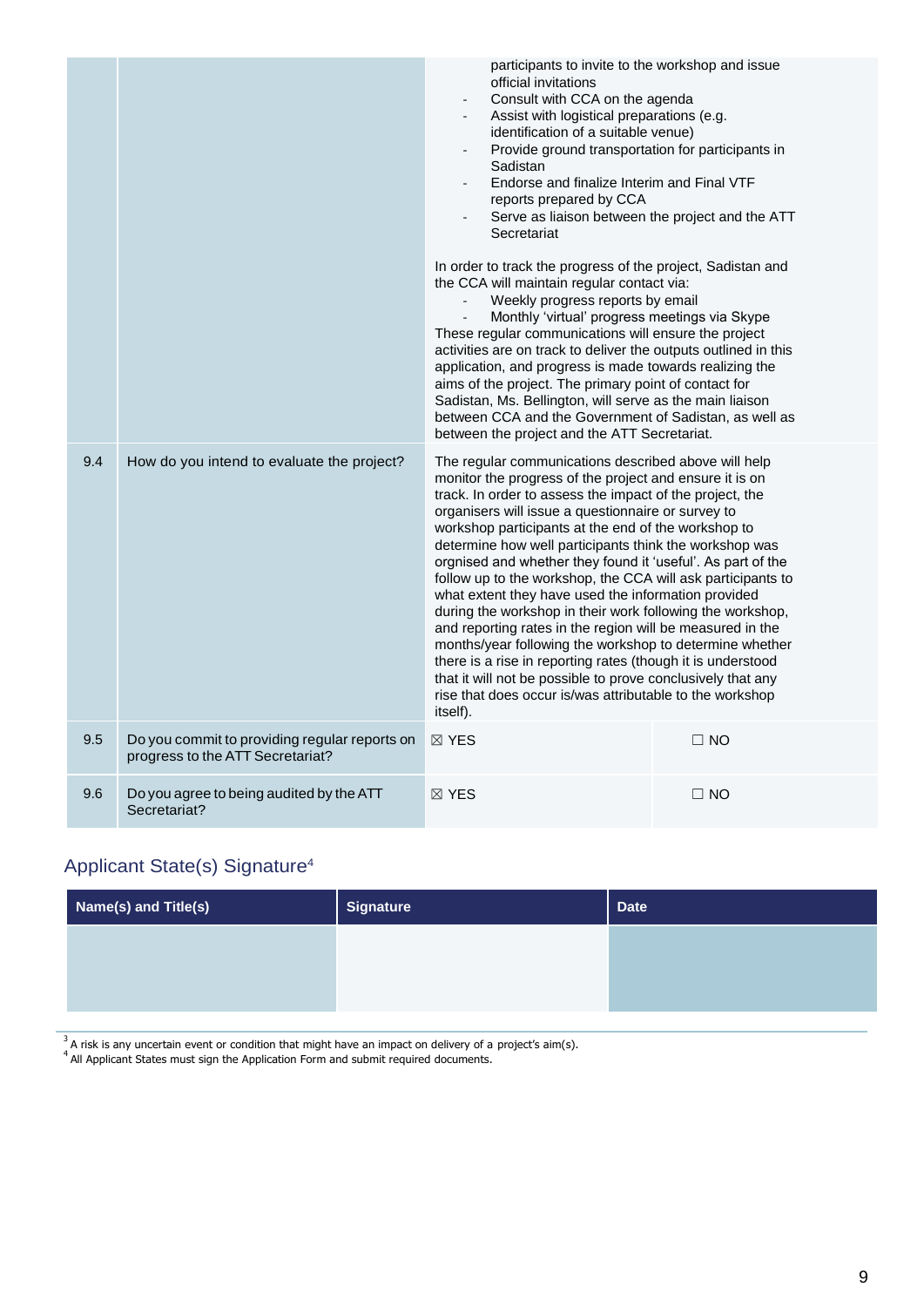| | | | |
|---|---|---|---|
| | | participants to invite to the workshop and issue official invitations<br>- Consult with CCA on the agenda<br>- Assist with logistical preparations (e.g. identification of a suitable venue)<br>- Provide ground transportation for participants in Sadistan<br>- Endorse and finalize Interim and Final VTF reports prepared by CCA<br>- Serve as liaison between the project and the ATT Secretariat<br><br>In order to track the progress of the project, Sadistan and the CCA will maintain regular contact via:<br>- Weekly progress reports by email<br>- Monthly 'virtual' progress meetings via Skype<br>These regular communications will ensure the project activities are on track to deliver the outputs outlined in this application, and progress is made towards realizing the aims of the project. The primary point of contact for Sadistan, Ms. Bellington, will serve as the main liaison between CCA and the Government of Sadistan, as well as between the project and the ATT Secretariat. | |
| 9.4 | How do you intend to evaluate the project? | The regular communications described above will help monitor the progress of the project and ensure it is on track. In order to assess the impact of the project, the organisers will issue a questionnaire or survey to workshop participants at the end of the workshop to determine how well participants think the workshop was orgnised and whether they found it 'useful'. As part of the follow up to the workshop, the CCA will ask participants to what extent they have used the information provided during the workshop in their work following the workshop, and reporting rates in the region will be measured in the months/year following the workshop to determine whether there is a rise in reporting rates (though it is understood that it will not be possible to prove conclusively that any rise that does occur is/was attributable to the workshop itself). | |
| 9.5 | Do you commit to providing regular reports on progress to the ATT Secretariat? | ☒ YES | ☐ NO |
| 9.6 | Do you agree to being audited by the ATT Secretariat? | ☒ YES | ☐ NO |

## Applicant State(s) Signature[4]

| Name(s) and Title(s) | Signature | Date |
|---|---|---|
| | | |

[3] A risk is any uncertain event or condition that might have an impact on delivery of a project's aim(s).
[4] All Applicant States must sign the Application Form and submit required documents.